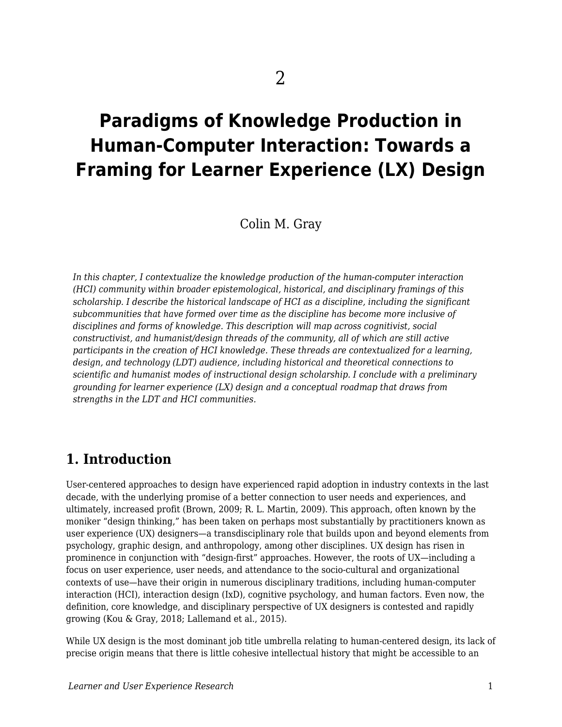2

# Paradigms of Knowledge Production in Human-Computer Interaction: Towards a Framing for Learner Experience (LX) Design

Colin M. Gray

*In this chapter, I contextualize the knowledge production of the human-computer interaction (HCI) community within broader epistemological, historical, and disciplinary framings of this scholarship. I describe the historical landscape of HCI as a discipline, including the significant subcommunities that have formed over time as the discipline has become more inclusive of disciplines and forms of knowledge. This description will map across cognitivist, social constructivist, and humanist/design threads of the community, all of which are still active participants in the creation of HCI knowledge. These threads are contextualized for a learning, design, and technology (LDT) audience, including historical and theoretical connections to scientific and humanist modes of instructional design scholarship. I conclude with a preliminary grounding for learner experience (LX) design and a conceptual roadmap that draws from strengths in the LDT and HCI communities.*

## 1. Introduction

User-centered approaches to design have experienced rapid adoption in industry contexts in the last decade, with the underlying promise of a better connection to user needs and experiences, and ultimately, increased profit (Brown, 2009; R. L. Martin, 2009). This approach, often known by the moniker "design thinking," has been taken on perhaps most substantially by practitioners known as user experience (UX) designers—a transdisciplinary role that builds upon and beyond elements from psychology, graphic design, and anthropology, among other disciplines. UX design has risen in prominence in conjunction with "design-first" approaches. However, the roots of UX—including a focus on user experience, user needs, and attendance to the socio-cultural and organizational contexts of use—have their origin in numerous disciplinary traditions, including human-computer interaction (HCI), interaction design (IxD), cognitive psychology, and human factors. Even now, the definition, core knowledge, and disciplinary perspective of UX designers is contested and rapidly growing (Kou & Gray, 2018; Lallemand et al., 2015).

While UX design is the most dominant job title umbrella relating to human-centered design, its lack of precise origin means that there is little cohesive intellectual history that might be accessible to an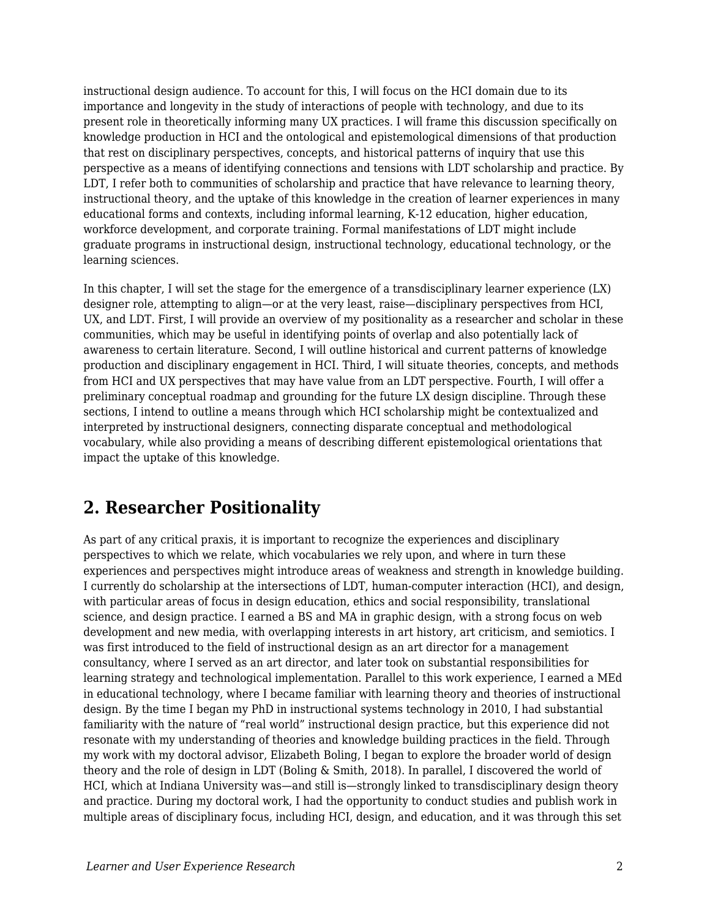instructional design audience. To account for this, I will focus on the HCI domain due to its importance and longevity in the study of interactions of people with technology, and due to its present role in theoretically informing many UX practices. I will frame this discussion specifically on knowledge production in HCI and the ontological and epistemological dimensions of that production that rest on disciplinary perspectives, concepts, and historical patterns of inquiry that use this perspective as a means of identifying connections and tensions with LDT scholarship and practice. By LDT, I refer both to communities of scholarship and practice that have relevance to learning theory, instructional theory, and the uptake of this knowledge in the creation of learner experiences in many educational forms and contexts, including informal learning, K-12 education, higher education, workforce development, and corporate training. Formal manifestations of LDT might include graduate programs in instructional design, instructional technology, educational technology, or the learning sciences.

In this chapter, I will set the stage for the emergence of a transdisciplinary learner experience (LX) designer role, attempting to align—or at the very least, raise—disciplinary perspectives from HCI, UX, and LDT. First, I will provide an overview of my positionality as a researcher and scholar in these communities, which may be useful in identifying points of overlap and also potentially lack of awareness to certain literature. Second, I will outline historical and current patterns of knowledge production and disciplinary engagement in HCI. Third, I will situate theories, concepts, and methods from HCI and UX perspectives that may have value from an LDT perspective. Fourth, I will offer a preliminary conceptual roadmap and grounding for the future LX design discipline. Through these sections, I intend to outline a means through which HCI scholarship might be contextualized and interpreted by instructional designers, connecting disparate conceptual and methodological vocabulary, while also providing a means of describing different epistemological orientations that impact the uptake of this knowledge.

## 2. Researcher Positionality

As part of any critical praxis, it is important to recognize the experiences and disciplinary perspectives to which we relate, which vocabularies we rely upon, and where in turn these experiences and perspectives might introduce areas of weakness and strength in knowledge building. I currently do scholarship at the intersections of LDT, human-computer interaction (HCI), and design, with particular areas of focus in design education, ethics and social responsibility, translational science, and design practice. I earned a BS and MA in graphic design, with a strong focus on web development and new media, with overlapping interests in art history, art criticism, and semiotics. I was first introduced to the field of instructional design as an art director for a management consultancy, where I served as an art director, and later took on substantial responsibilities for learning strategy and technological implementation. Parallel to this work experience, I earned a MEd in educational technology, where I became familiar with learning theory and theories of instructional design. By the time I began my PhD in instructional systems technology in 2010, I had substantial familiarity with the nature of "real world" instructional design practice, but this experience did not resonate with my understanding of theories and knowledge building practices in the field. Through my work with my doctoral advisor, Elizabeth Boling, I began to explore the broader world of design theory and the role of design in LDT (Boling & Smith, 2018). In parallel, I discovered the world of HCI, which at Indiana University was—and still is—strongly linked to transdisciplinary design theory and practice. During my doctoral work, I had the opportunity to conduct studies and publish work in multiple areas of disciplinary focus, including HCI, design, and education, and it was through this set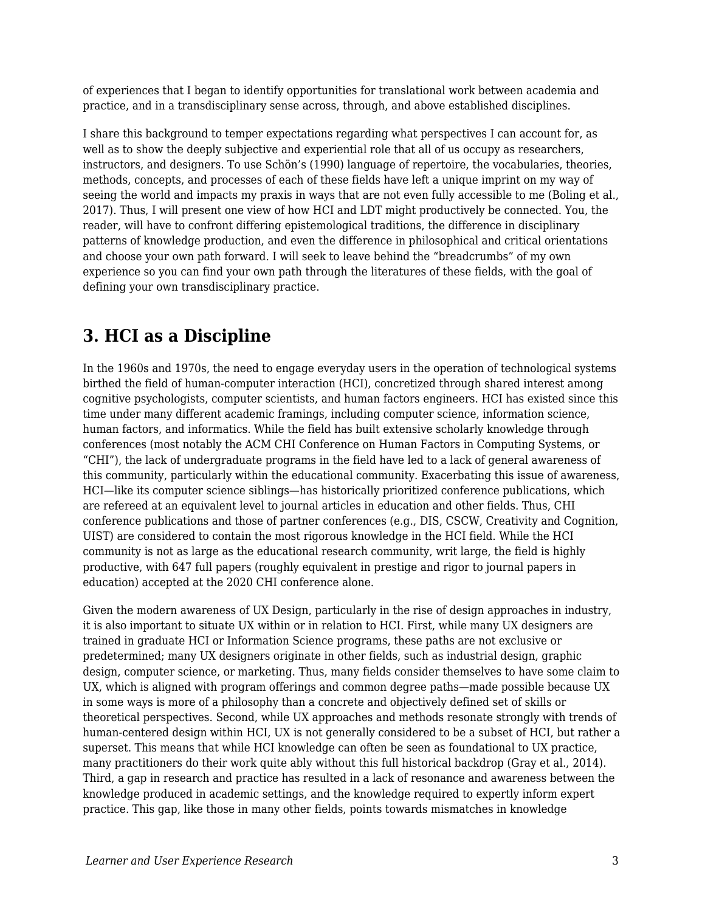of experiences that I began to identify opportunities for translational work between academia and practice, and in a transdisciplinary sense across, through, and above established disciplines.

I share this background to temper expectations regarding what perspectives I can account for, as well as to show the deeply subjective and experiential role that all of us occupy as researchers, instructors, and designers. To use Schön's (1990) language of repertoire, the vocabularies, theories, methods, concepts, and processes of each of these fields have left a unique imprint on my way of seeing the world and impacts my praxis in ways that are not even fully accessible to me (Boling et al., 2017). Thus, I will present one view of how HCI and LDT might productively be connected. You, the reader, will have to confront differing epistemological traditions, the difference in disciplinary patterns of knowledge production, and even the difference in philosophical and critical orientations and choose your own path forward. I will seek to leave behind the "breadcrumbs" of my own experience so you can find your own path through the literatures of these fields, with the goal of defining your own transdisciplinary practice.

## 3. HCI as a Discipline

In the 1960s and 1970s, the need to engage everyday users in the operation of technological systems birthed the field of human-computer interaction (HCI), concretized through shared interest among cognitive psychologists, computer scientists, and human factors engineers. HCI has existed since this time under many different academic framings, including computer science, information science, human factors, and informatics. While the field has built extensive scholarly knowledge through conferences (most notably the ACM CHI Conference on Human Factors in Computing Systems, or "CHI"), the lack of undergraduate programs in the field have led to a lack of general awareness of this community, particularly within the educational community. Exacerbating this issue of awareness, HCI—like its computer science siblings—has historically prioritized conference publications, which are refereed at an equivalent level to journal articles in education and other fields. Thus, CHI conference publications and those of partner conferences (e.g., DIS, CSCW, Creativity and Cognition, UIST) are considered to contain the most rigorous knowledge in the HCI field. While the HCI community is not as large as the educational research community, writ large, the field is highly productive, with 647 full papers (roughly equivalent in prestige and rigor to journal papers in education) accepted at the 2020 CHI conference alone.

Given the modern awareness of UX Design, particularly in the rise of design approaches in industry, it is also important to situate UX within or in relation to HCI. First, while many UX designers are trained in graduate HCI or Information Science programs, these paths are not exclusive or predetermined; many UX designers originate in other fields, such as industrial design, graphic design, computer science, or marketing. Thus, many fields consider themselves to have some claim to UX, which is aligned with program offerings and common degree paths—made possible because UX in some ways is more of a philosophy than a concrete and objectively defined set of skills or theoretical perspectives. Second, while UX approaches and methods resonate strongly with trends of human-centered design within HCI, UX is not generally considered to be a subset of HCI, but rather a superset. This means that while HCI knowledge can often be seen as foundational to UX practice, many practitioners do their work quite ably without this full historical backdrop (Gray et al., 2014). Third, a gap in research and practice has resulted in a lack of resonance and awareness between the knowledge produced in academic settings, and the knowledge required to expertly inform expert practice. This gap, like those in many other fields, points towards mismatches in knowledge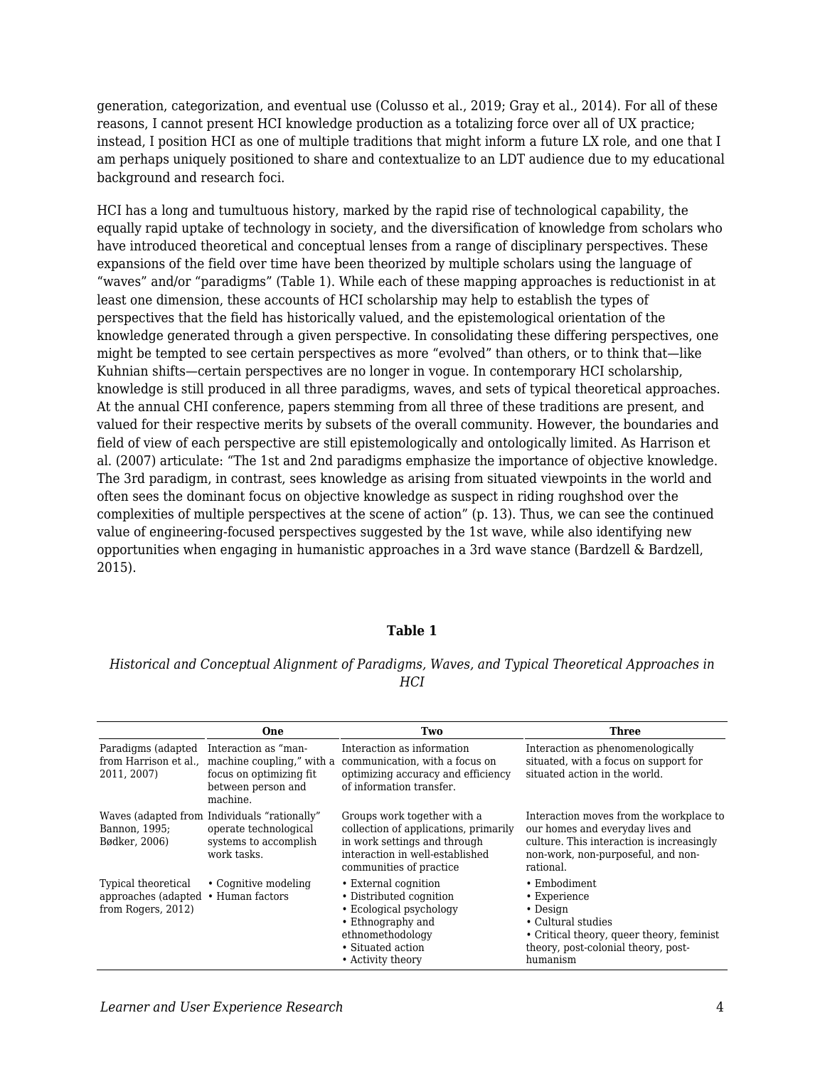generation, categorization, and eventual use (Colusso et al., 2019; Gray et al., 2014). For all of these reasons, I cannot present HCI knowledge production as a totalizing force over all of UX practice; instead, I position HCI as one of multiple traditions that might inform a future LX role, and one that I am perhaps uniquely positioned to share and contextualize to an LDT audience due to my educational background and research foci.

HCI has a long and tumultuous history, marked by the rapid rise of technological capability, the equally rapid uptake of technology in society, and the diversification of knowledge from scholars who have introduced theoretical and conceptual lenses from a range of disciplinary perspectives. These expansions of the field over time have been theorized by multiple scholars using the language of "waves" and/or "paradigms" (Table 1). While each of these mapping approaches is reductionist in at least one dimension, these accounts of HCI scholarship may help to establish the types of perspectives that the field has historically valued, and the epistemological orientation of the knowledge generated through a given perspective. In consolidating these differing perspectives, one might be tempted to see certain perspectives as more "evolved" than others, or to think that—like Kuhnian shifts—certain perspectives are no longer in vogue. In contemporary HCI scholarship, knowledge is still produced in all three paradigms, waves, and sets of typical theoretical approaches. At the annual CHI conference, papers stemming from all three of these traditions are present, and valued for their respective merits by subsets of the overall community. However, the boundaries and field of view of each perspective are still epistemologically and ontologically limited. As Harrison et al. (2007) articulate: "The 1st and 2nd paradigms emphasize the importance of objective knowledge. The 3rd paradigm, in contrast, sees knowledge as arising from situated viewpoints in the world and often sees the dominant focus on objective knowledge as suspect in riding roughshod over the complexities of multiple perspectives at the scene of action" (p. 13). Thus, we can see the continued value of engineering-focused perspectives suggested by the 1st wave, while also identifying new opportunities when engaging in humanistic approaches in a 3rd wave stance (Bardzell & Bardzell, 2015).

**Table 1**

*Historical and Conceptual Alignment of Paradigms, Waves, and Typical Theoretical Approaches in HCI*

| | **One** | **Two** | **Three** |
|---|---|---|---|
| Paradigms (adapted from Harrison et al., 2011, 2007) | Interaction as "man-machine coupling," with a focus on optimizing fit between person and machine. | Interaction as information communication, with a focus on optimizing accuracy and efficiency of information transfer. | Interaction as phenomenologically situated, with a focus on support for situated action in the world. |
| Waves (adapted from Bannon, 1995; Bødker, 2006) | Individuals "rationally" operate technological systems to accomplish work tasks. | Groups work together with a collection of applications, primarily in work settings and through interaction in well-established communities of practice | Interaction moves from the workplace to our homes and everyday lives and culture. This interaction is increasingly non-work, non-purposeful, and non-rational. |
| Typical theoretical approaches (adapted from Rogers, 2012) | • Cognitive modeling<br>• Human factors | • External cognition<br>• Distributed cognition<br>• Ecological psychology<br>• Ethnography and ethnomethodology<br>• Situated action<br>• Activity theory | • Embodiment<br>• Experience<br>• Design<br>• Cultural studies<br>• Critical theory, queer theory, feminist theory, post-colonial theory, post-humanism |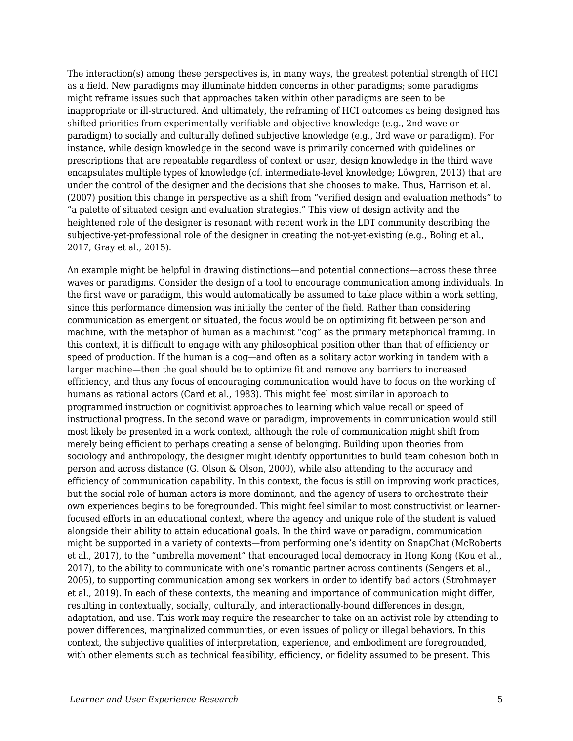The interaction(s) among these perspectives is, in many ways, the greatest potential strength of HCI as a field. New paradigms may illuminate hidden concerns in other paradigms; some paradigms might reframe issues such that approaches taken within other paradigms are seen to be inappropriate or ill-structured. And ultimately, the reframing of HCI outcomes as being designed has shifted priorities from experimentally verifiable and objective knowledge (e.g., 2nd wave or paradigm) to socially and culturally defined subjective knowledge (e.g., 3rd wave or paradigm). For instance, while design knowledge in the second wave is primarily concerned with guidelines or prescriptions that are repeatable regardless of context or user, design knowledge in the third wave encapsulates multiple types of knowledge (cf. intermediate-level knowledge; Löwgren, 2013) that are under the control of the designer and the decisions that she chooses to make. Thus, Harrison et al. (2007) position this change in perspective as a shift from "verified design and evaluation methods" to "a palette of situated design and evaluation strategies." This view of design activity and the heightened role of the designer is resonant with recent work in the LDT community describing the subjective-yet-professional role of the designer in creating the not-yet-existing (e.g., Boling et al., 2017; Gray et al., 2015).

An example might be helpful in drawing distinctions—and potential connections—across these three waves or paradigms. Consider the design of a tool to encourage communication among individuals. In the first wave or paradigm, this would automatically be assumed to take place within a work setting, since this performance dimension was initially the center of the field. Rather than considering communication as emergent or situated, the focus would be on optimizing fit between person and machine, with the metaphor of human as a machinist "cog" as the primary metaphorical framing. In this context, it is difficult to engage with any philosophical position other than that of efficiency or speed of production. If the human is a cog—and often as a solitary actor working in tandem with a larger machine—then the goal should be to optimize fit and remove any barriers to increased efficiency, and thus any focus of encouraging communication would have to focus on the working of humans as rational actors (Card et al., 1983). This might feel most similar in approach to programmed instruction or cognitivist approaches to learning which value recall or speed of instructional progress. In the second wave or paradigm, improvements in communication would still most likely be presented in a work context, although the role of communication might shift from merely being efficient to perhaps creating a sense of belonging. Building upon theories from sociology and anthropology, the designer might identify opportunities to build team cohesion both in person and across distance (G. Olson & Olson, 2000), while also attending to the accuracy and efficiency of communication capability. In this context, the focus is still on improving work practices, but the social role of human actors is more dominant, and the agency of users to orchestrate their own experiences begins to be foregrounded. This might feel similar to most constructivist or learner-focused efforts in an educational context, where the agency and unique role of the student is valued alongside their ability to attain educational goals. In the third wave or paradigm, communication might be supported in a variety of contexts—from performing one's identity on SnapChat (McRoberts et al., 2017), to the "umbrella movement" that encouraged local democracy in Hong Kong (Kou et al., 2017), to the ability to communicate with one's romantic partner across continents (Sengers et al., 2005), to supporting communication among sex workers in order to identify bad actors (Strohmayer et al., 2019). In each of these contexts, the meaning and importance of communication might differ, resulting in contextually, socially, culturally, and interactionally-bound differences in design, adaptation, and use. This work may require the researcher to take on an activist role by attending to power differences, marginalized communities, or even issues of policy or illegal behaviors. In this context, the subjective qualities of interpretation, experience, and embodiment are foregrounded, with other elements such as technical feasibility, efficiency, or fidelity assumed to be present. This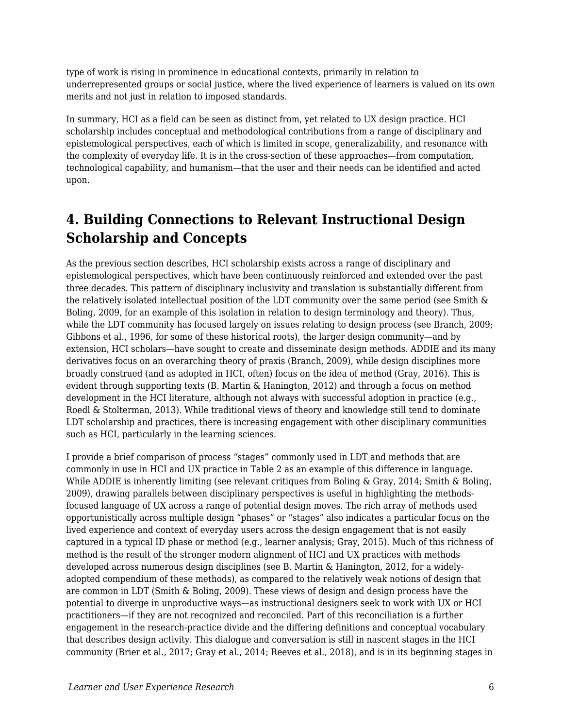type of work is rising in prominence in educational contexts, primarily in relation to underrepresented groups or social justice, where the lived experience of learners is valued on its own merits and not just in relation to imposed standards.

In summary, HCI as a field can be seen as distinct from, yet related to UX design practice. HCI scholarship includes conceptual and methodological contributions from a range of disciplinary and epistemological perspectives, each of which is limited in scope, generalizability, and resonance with the complexity of everyday life. It is in the cross-section of these approaches—from computation, technological capability, and humanism—that the user and their needs can be identified and acted upon.

## 4. Building Connections to Relevant Instructional Design Scholarship and Concepts

As the previous section describes, HCI scholarship exists across a range of disciplinary and epistemological perspectives, which have been continuously reinforced and extended over the past three decades. This pattern of disciplinary inclusivity and translation is substantially different from the relatively isolated intellectual position of the LDT community over the same period (see Smith & Boling, 2009, for an example of this isolation in relation to design terminology and theory). Thus, while the LDT community has focused largely on issues relating to design process (see Branch, 2009; Gibbons et al., 1996, for some of these historical roots), the larger design community—and by extension, HCI scholars—have sought to create and disseminate design methods. ADDIE and its many derivatives focus on an overarching theory of praxis (Branch, 2009), while design disciplines more broadly construed (and as adopted in HCI, often) focus on the idea of method (Gray, 2016). This is evident through supporting texts (B. Martin & Hanington, 2012) and through a focus on method development in the HCI literature, although not always with successful adoption in practice (e.g., Roedl & Stolterman, 2013). While traditional views of theory and knowledge still tend to dominate LDT scholarship and practices, there is increasing engagement with other disciplinary communities such as HCI, particularly in the learning sciences.

I provide a brief comparison of process "stages" commonly used in LDT and methods that are commonly in use in HCI and UX practice in Table 2 as an example of this difference in language. While ADDIE is inherently limiting (see relevant critiques from Boling & Gray, 2014; Smith & Boling, 2009), drawing parallels between disciplinary perspectives is useful in highlighting the methods-focused language of UX across a range of potential design moves. The rich array of methods used opportunistically across multiple design "phases" or "stages" also indicates a particular focus on the lived experience and context of everyday users across the design engagement that is not easily captured in a typical ID phase or method (e.g., learner analysis; Gray, 2015). Much of this richness of method is the result of the stronger modern alignment of HCI and UX practices with methods developed across numerous design disciplines (see B. Martin & Hanington, 2012, for a widely-adopted compendium of these methods), as compared to the relatively weak notions of design that are common in LDT (Smith & Boling, 2009). These views of design and design process have the potential to diverge in unproductive ways—as instructional designers seek to work with UX or HCI practitioners—if they are not recognized and reconciled. Part of this reconciliation is a further engagement in the research-practice divide and the differing definitions and conceptual vocabulary that describes design activity. This dialogue and conversation is still in nascent stages in the HCI community (Brier et al., 2017; Gray et al., 2014; Reeves et al., 2018), and is in its beginning stages in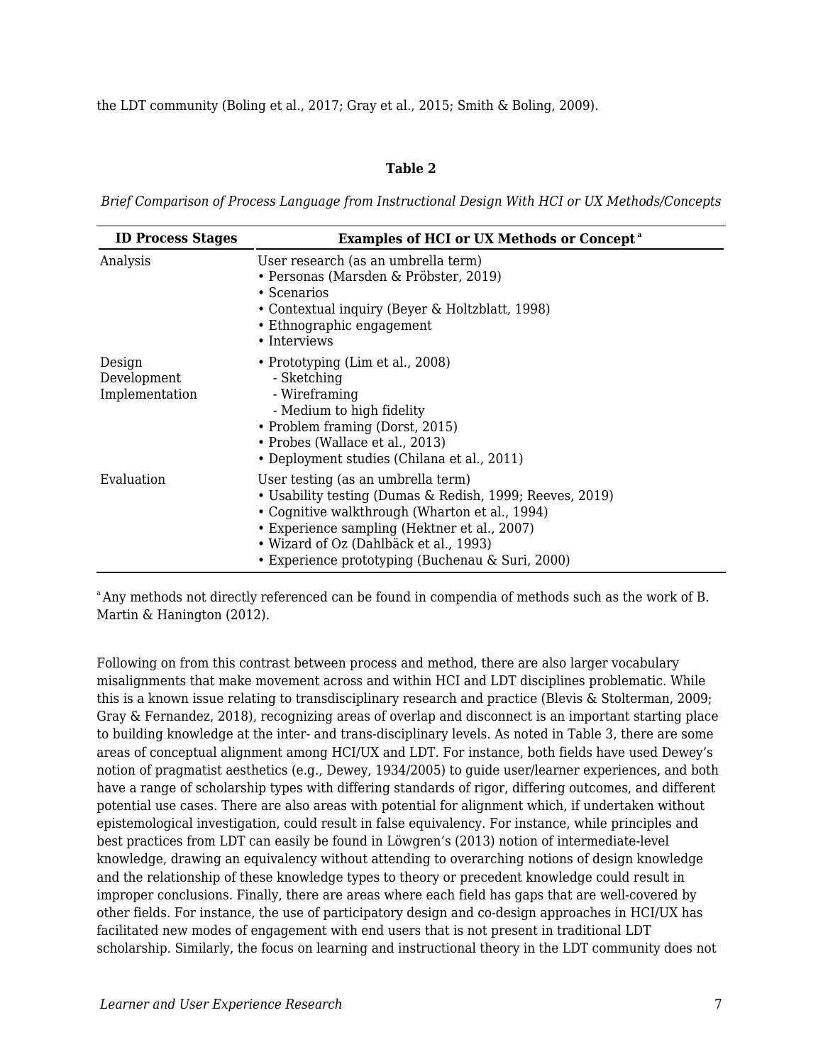the LDT community (Boling et al., 2017; Gray et al., 2015; Smith & Boling, 2009).

**Table 2**

*Brief Comparison of Process Language from Instructional Design With HCI or UX Methods/Concepts*

| ID Process Stages | Examples of HCI or UX Methods or Concept [a] |
|---|---|
| Analysis | User research (as an umbrella term)<br>• Personas (Marsden & Pröbster, 2019)<br>• Scenarios<br>• Contextual inquiry (Beyer & Holtzblatt, 1998)<br>• Ethnographic engagement<br>• Interviews |
| Design<br>Development<br>Implementation | • Prototyping (Lim et al., 2008)<br>- Sketching<br>- Wireframing<br>- Medium to high fidelity<br>• Problem framing (Dorst, 2015)<br>• Probes (Wallace et al., 2013)<br>• Deployment studies (Chilana et al., 2011) |
| Evaluation | User testing (as an umbrella term)<br>• Usability testing (Dumas & Redish, 1999; Reeves, 2019)<br>• Cognitive walkthrough (Wharton et al., 1994)<br>• Experience sampling (Hektner et al., 2007)<br>• Wizard of Oz (Dahlbäck et al., 1993)<br>• Experience prototyping (Buchenau & Suri, 2000) |

[a] Any methods not directly referenced can be found in compendia of methods such as the work of B. Martin & Hanington (2012).

Following on from this contrast between process and method, there are also larger vocabulary misalignments that make movement across and within HCI and LDT disciplines problematic. While this is a known issue relating to transdisciplinary research and practice (Blevis & Stolterman, 2009; Gray & Fernandez, 2018), recognizing areas of overlap and disconnect is an important starting place to building knowledge at the inter- and trans-disciplinary levels. As noted in Table 3, there are some areas of conceptual alignment among HCI/UX and LDT. For instance, both fields have used Dewey's notion of pragmatist aesthetics (e.g., Dewey, 1934/2005) to guide user/learner experiences, and both have a range of scholarship types with differing standards of rigor, differing outcomes, and different potential use cases. There are also areas with potential for alignment which, if undertaken without epistemological investigation, could result in false equivalency. For instance, while principles and best practices from LDT can easily be found in Löwgren's (2013) notion of intermediate-level knowledge, drawing an equivalency without attending to overarching notions of design knowledge and the relationship of these knowledge types to theory or precedent knowledge could result in improper conclusions. Finally, there are areas where each field has gaps that are well-covered by other fields. For instance, the use of participatory design and co-design approaches in HCI/UX has facilitated new modes of engagement with end users that is not present in traditional LDT scholarship. Similarly, the focus on learning and instructional theory in the LDT community does not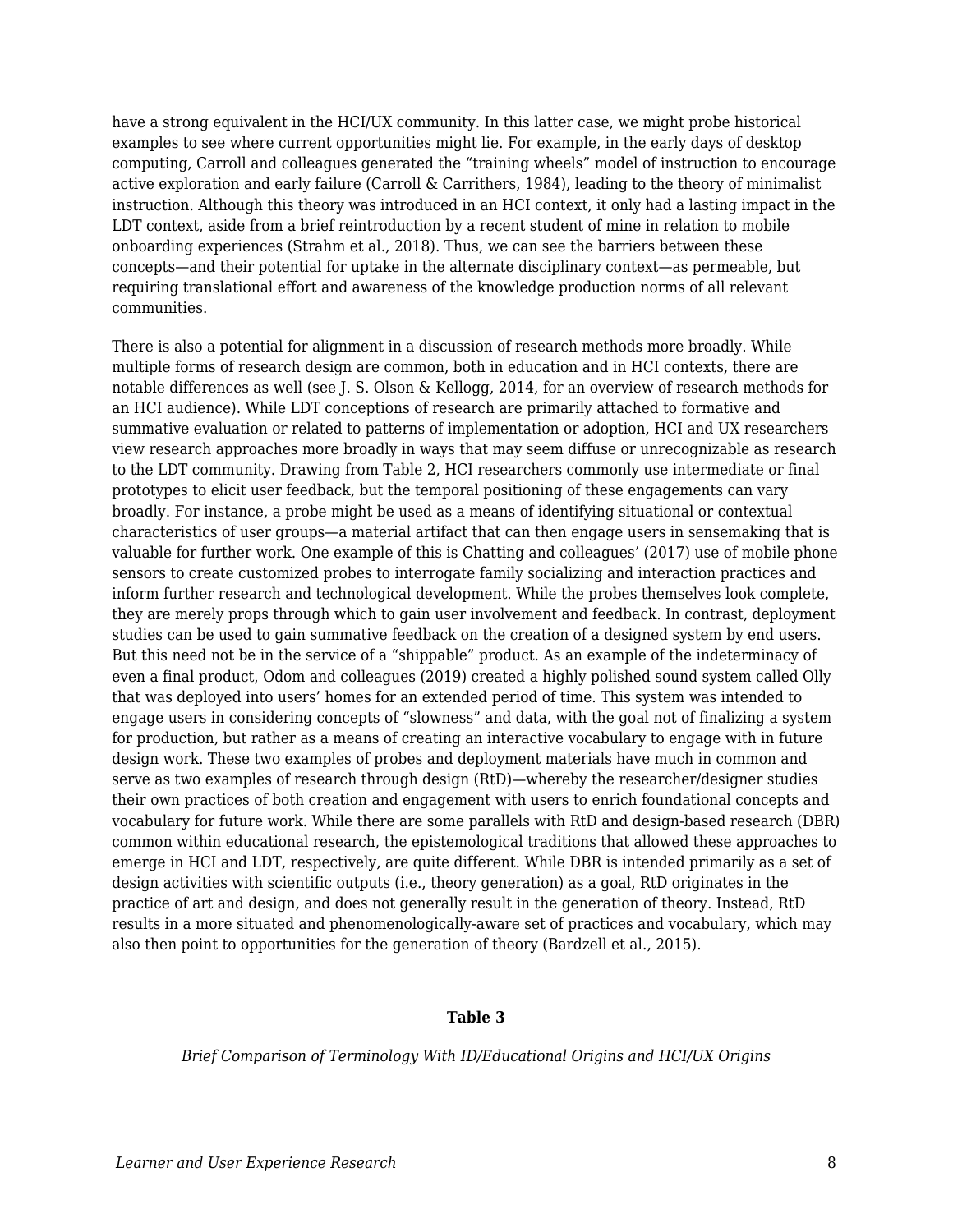have a strong equivalent in the HCI/UX community. In this latter case, we might probe historical examples to see where current opportunities might lie. For example, in the early days of desktop computing, Carroll and colleagues generated the "training wheels" model of instruction to encourage active exploration and early failure (Carroll & Carrithers, 1984), leading to the theory of minimalist instruction. Although this theory was introduced in an HCI context, it only had a lasting impact in the LDT context, aside from a brief reintroduction by a recent student of mine in relation to mobile onboarding experiences (Strahm et al., 2018). Thus, we can see the barriers between these concepts—and their potential for uptake in the alternate disciplinary context—as permeable, but requiring translational effort and awareness of the knowledge production norms of all relevant communities.

There is also a potential for alignment in a discussion of research methods more broadly. While multiple forms of research design are common, both in education and in HCI contexts, there are notable differences as well (see J. S. Olson & Kellogg, 2014, for an overview of research methods for an HCI audience). While LDT conceptions of research are primarily attached to formative and summative evaluation or related to patterns of implementation or adoption, HCI and UX researchers view research approaches more broadly in ways that may seem diffuse or unrecognizable as research to the LDT community. Drawing from Table 2, HCI researchers commonly use intermediate or final prototypes to elicit user feedback, but the temporal positioning of these engagements can vary broadly. For instance, a probe might be used as a means of identifying situational or contextual characteristics of user groups—a material artifact that can then engage users in sensemaking that is valuable for further work. One example of this is Chatting and colleagues' (2017) use of mobile phone sensors to create customized probes to interrogate family socializing and interaction practices and inform further research and technological development. While the probes themselves look complete, they are merely props through which to gain user involvement and feedback. In contrast, deployment studies can be used to gain summative feedback on the creation of a designed system by end users. But this need not be in the service of a "shippable" product. As an example of the indeterminacy of even a final product, Odom and colleagues (2019) created a highly polished sound system called Olly that was deployed into users' homes for an extended period of time. This system was intended to engage users in considering concepts of "slowness" and data, with the goal not of finalizing a system for production, but rather as a means of creating an interactive vocabulary to engage with in future design work. These two examples of probes and deployment materials have much in common and serve as two examples of research through design (RtD)—whereby the researcher/designer studies their own practices of both creation and engagement with users to enrich foundational concepts and vocabulary for future work. While there are some parallels with RtD and design-based research (DBR) common within educational research, the epistemological traditions that allowed these approaches to emerge in HCI and LDT, respectively, are quite different. While DBR is intended primarily as a set of design activities with scientific outputs (i.e., theory generation) as a goal, RtD originates in the practice of art and design, and does not generally result in the generation of theory. Instead, RtD results in a more situated and phenomenologically-aware set of practices and vocabulary, which may also then point to opportunities for the generation of theory (Bardzell et al., 2015).

**Table 3**

*Brief Comparison of Terminology With ID/Educational Origins and HCI/UX Origins*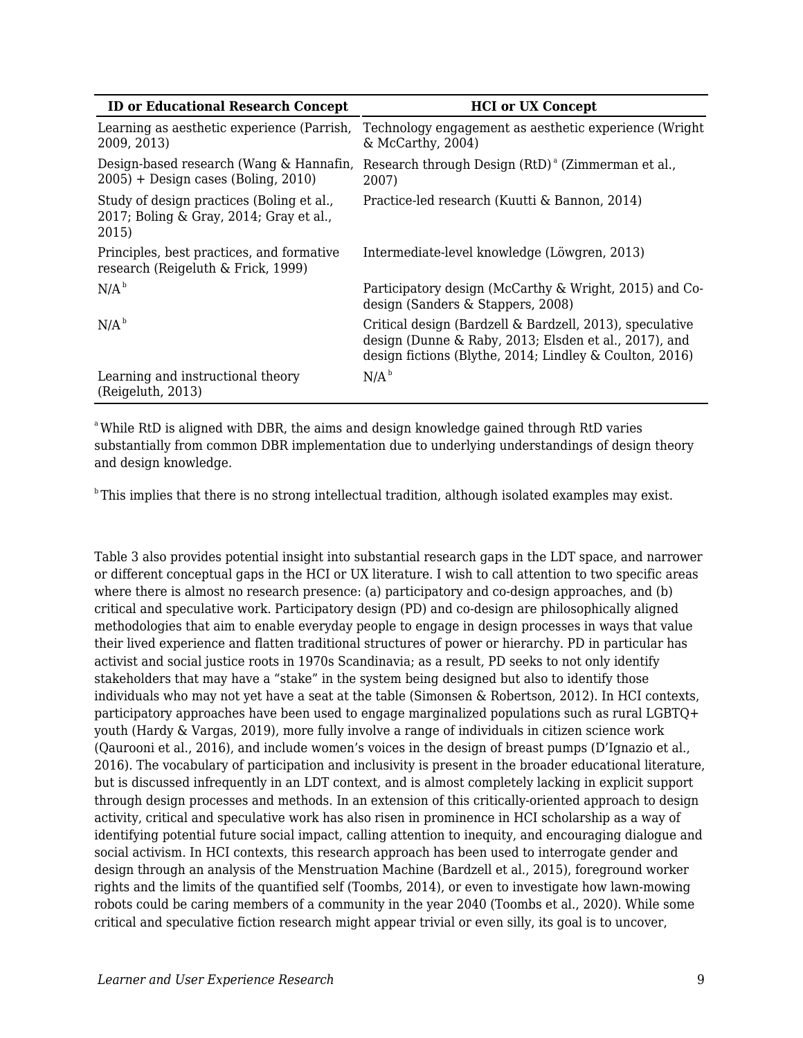| ID or Educational Research Concept | HCI or UX Concept |
| --- | --- |
| Learning as aesthetic experience (Parrish, 2009, 2013) | Technology engagement as aesthetic experience (Wright & McCarthy, 2004) |
| Design-based research (Wang & Hannafin, 2005) + Design cases (Boling, 2010) | Research through Design (RtD) [a] (Zimmerman et al., 2007) |
| Study of design practices (Boling et al., 2017; Boling & Gray, 2014; Gray et al., 2015) | Practice-led research (Kuutti & Bannon, 2014) |
| Principles, best practices, and formative research (Reigeluth & Frick, 1999) | Intermediate-level knowledge (Löwgren, 2013) |
| N/A [b] | Participatory design (McCarthy & Wright, 2015) and Co-design (Sanders & Stappers, 2008) |
| N/A [b] | Critical design (Bardzell & Bardzell, 2013), speculative design (Dunne & Raby, 2013; Elsden et al., 2017), and design fictions (Blythe, 2014; Lindley & Coulton, 2016) |
| Learning and instructional theory (Reigeluth, 2013) | N/A [b] |

[a] While RtD is aligned with DBR, the aims and design knowledge gained through RtD varies substantially from common DBR implementation due to underlying understandings of design theory and design knowledge.

[b] This implies that there is no strong intellectual tradition, although isolated examples may exist.

Table 3 also provides potential insight into substantial research gaps in the LDT space, and narrower or different conceptual gaps in the HCI or UX literature. I wish to call attention to two specific areas where there is almost no research presence: (a) participatory and co-design approaches, and (b) critical and speculative work. Participatory design (PD) and co-design are philosophically aligned methodologies that aim to enable everyday people to engage in design processes in ways that value their lived experience and flatten traditional structures of power or hierarchy. PD in particular has activist and social justice roots in 1970s Scandinavia; as a result, PD seeks to not only identify stakeholders that may have a "stake" in the system being designed but also to identify those individuals who may not yet have a seat at the table (Simonsen & Robertson, 2012). In HCI contexts, participatory approaches have been used to engage marginalized populations such as rural LGBTQ+ youth (Hardy & Vargas, 2019), more fully involve a range of individuals in citizen science work (Qaurooni et al., 2016), and include women's voices in the design of breast pumps (D'Ignazio et al., 2016). The vocabulary of participation and inclusivity is present in the broader educational literature, but is discussed infrequently in an LDT context, and is almost completely lacking in explicit support through design processes and methods. In an extension of this critically-oriented approach to design activity, critical and speculative work has also risen in prominence in HCI scholarship as a way of identifying potential future social impact, calling attention to inequity, and encouraging dialogue and social activism. In HCI contexts, this research approach has been used to interrogate gender and design through an analysis of the Menstruation Machine (Bardzell et al., 2015), foreground worker rights and the limits of the quantified self (Toombs, 2014), or even to investigate how lawn-mowing robots could be caring members of a community in the year 2040 (Toombs et al., 2020). While some critical and speculative fiction research might appear trivial or even silly, its goal is to uncover,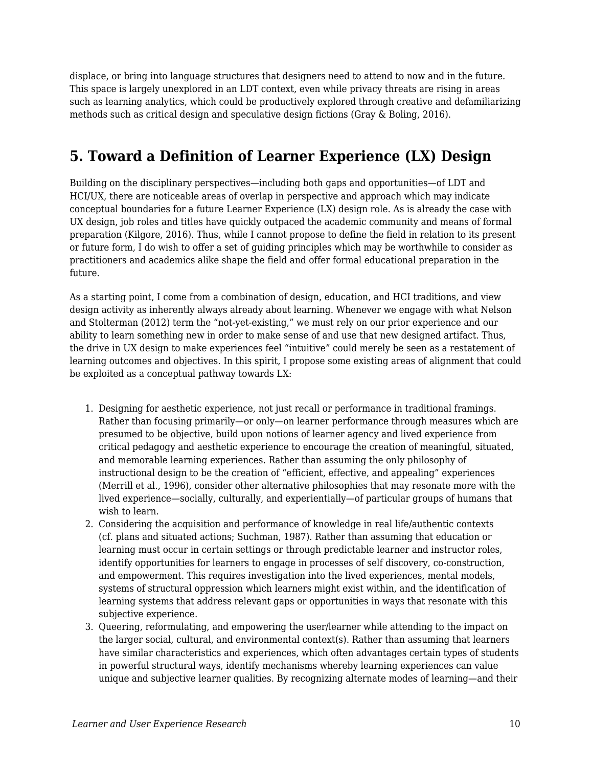displace, or bring into language structures that designers need to attend to now and in the future. This space is largely unexplored in an LDT context, even while privacy threats are rising in areas such as learning analytics, which could be productively explored through creative and defamiliarizing methods such as critical design and speculative design fictions (Gray & Boling, 2016).

## 5. Toward a Definition of Learner Experience (LX) Design

Building on the disciplinary perspectives—including both gaps and opportunities—of LDT and HCI/UX, there are noticeable areas of overlap in perspective and approach which may indicate conceptual boundaries for a future Learner Experience (LX) design role. As is already the case with UX design, job roles and titles have quickly outpaced the academic community and means of formal preparation (Kilgore, 2016). Thus, while I cannot propose to define the field in relation to its present or future form, I do wish to offer a set of guiding principles which may be worthwhile to consider as practitioners and academics alike shape the field and offer formal educational preparation in the future.

As a starting point, I come from a combination of design, education, and HCI traditions, and view design activity as inherently always already about learning. Whenever we engage with what Nelson and Stolterman (2012) term the "not-yet-existing," we must rely on our prior experience and our ability to learn something new in order to make sense of and use that new designed artifact. Thus, the drive in UX design to make experiences feel "intuitive" could merely be seen as a restatement of learning outcomes and objectives. In this spirit, I propose some existing areas of alignment that could be exploited as a conceptual pathway towards LX:

1. Designing for aesthetic experience, not just recall or performance in traditional framings. Rather than focusing primarily—or only—on learner performance through measures which are presumed to be objective, build upon notions of learner agency and lived experience from critical pedagogy and aesthetic experience to encourage the creation of meaningful, situated, and memorable learning experiences. Rather than assuming the only philosophy of instructional design to be the creation of "efficient, effective, and appealing" experiences (Merrill et al., 1996), consider other alternative philosophies that may resonate more with the lived experience—socially, culturally, and experientially—of particular groups of humans that wish to learn.
2. Considering the acquisition and performance of knowledge in real life/authentic contexts (cf. plans and situated actions; Suchman, 1987). Rather than assuming that education or learning must occur in certain settings or through predictable learner and instructor roles, identify opportunities for learners to engage in processes of self discovery, co-construction, and empowerment. This requires investigation into the lived experiences, mental models, systems of structural oppression which learners might exist within, and the identification of learning systems that address relevant gaps or opportunities in ways that resonate with this subjective experience.
3. Queering, reformulating, and empowering the user/learner while attending to the impact on the larger social, cultural, and environmental context(s). Rather than assuming that learners have similar characteristics and experiences, which often advantages certain types of students in powerful structural ways, identify mechanisms whereby learning experiences can value unique and subjective learner qualities. By recognizing alternate modes of learning—and their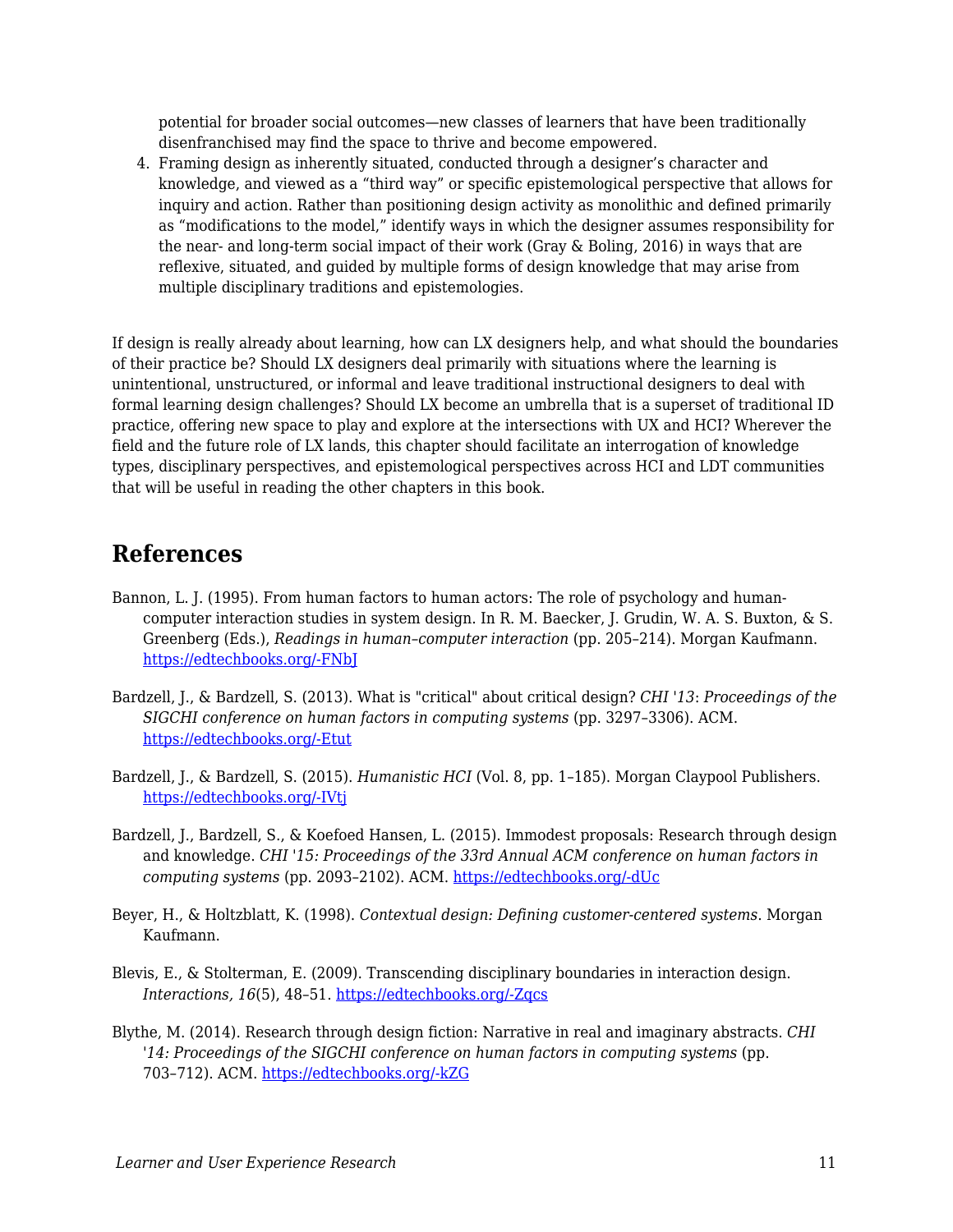potential for broader social outcomes—new classes of learners that have been traditionally disenfranchised may find the space to thrive and become empowered.

4. Framing design as inherently situated, conducted through a designer's character and knowledge, and viewed as a "third way" or specific epistemological perspective that allows for inquiry and action. Rather than positioning design activity as monolithic and defined primarily as "modifications to the model," identify ways in which the designer assumes responsibility for the near- and long-term social impact of their work (Gray & Boling, 2016) in ways that are reflexive, situated, and guided by multiple forms of design knowledge that may arise from multiple disciplinary traditions and epistemologies.

If design is really already about learning, how can LX designers help, and what should the boundaries of their practice be? Should LX designers deal primarily with situations where the learning is unintentional, unstructured, or informal and leave traditional instructional designers to deal with formal learning design challenges? Should LX become an umbrella that is a superset of traditional ID practice, offering new space to play and explore at the intersections with UX and HCI? Wherever the field and the future role of LX lands, this chapter should facilitate an interrogation of knowledge types, disciplinary perspectives, and epistemological perspectives across HCI and LDT communities that will be useful in reading the other chapters in this book.

## References

Bannon, L. J. (1995). From human factors to human actors: The role of psychology and human-computer interaction studies in system design. In R. M. Baecker, J. Grudin, W. A. S. Buxton, & S. Greenberg (Eds.), *Readings in human–computer interaction* (pp. 205–214). Morgan Kaufmann. https://edtechbooks.org/-FNbJ

Bardzell, J., & Bardzell, S. (2013). What is "critical" about critical design? *CHI '13: Proceedings of the SIGCHI conference on human factors in computing systems* (pp. 3297–3306). ACM. https://edtechbooks.org/-Etut

Bardzell, J., & Bardzell, S. (2015). *Humanistic HCI* (Vol. 8, pp. 1–185). Morgan Claypool Publishers. https://edtechbooks.org/-IVtj

Bardzell, J., Bardzell, S., & Koefoed Hansen, L. (2015). Immodest proposals: Research through design and knowledge. *CHI '15: Proceedings of the 33rd Annual ACM conference on human factors in computing systems* (pp. 2093–2102). ACM. https://edtechbooks.org/-dUc

Beyer, H., & Holtzblatt, K. (1998). *Contextual design: Defining customer-centered systems*. Morgan Kaufmann.

Blevis, E., & Stolterman, E. (2009). Transcending disciplinary boundaries in interaction design. *Interactions, 16*(5), 48–51. https://edtechbooks.org/-Zqcs

Blythe, M. (2014). Research through design fiction: Narrative in real and imaginary abstracts. *CHI '14: Proceedings of the SIGCHI conference on human factors in computing systems* (pp. 703–712). ACM. https://edtechbooks.org/-kZG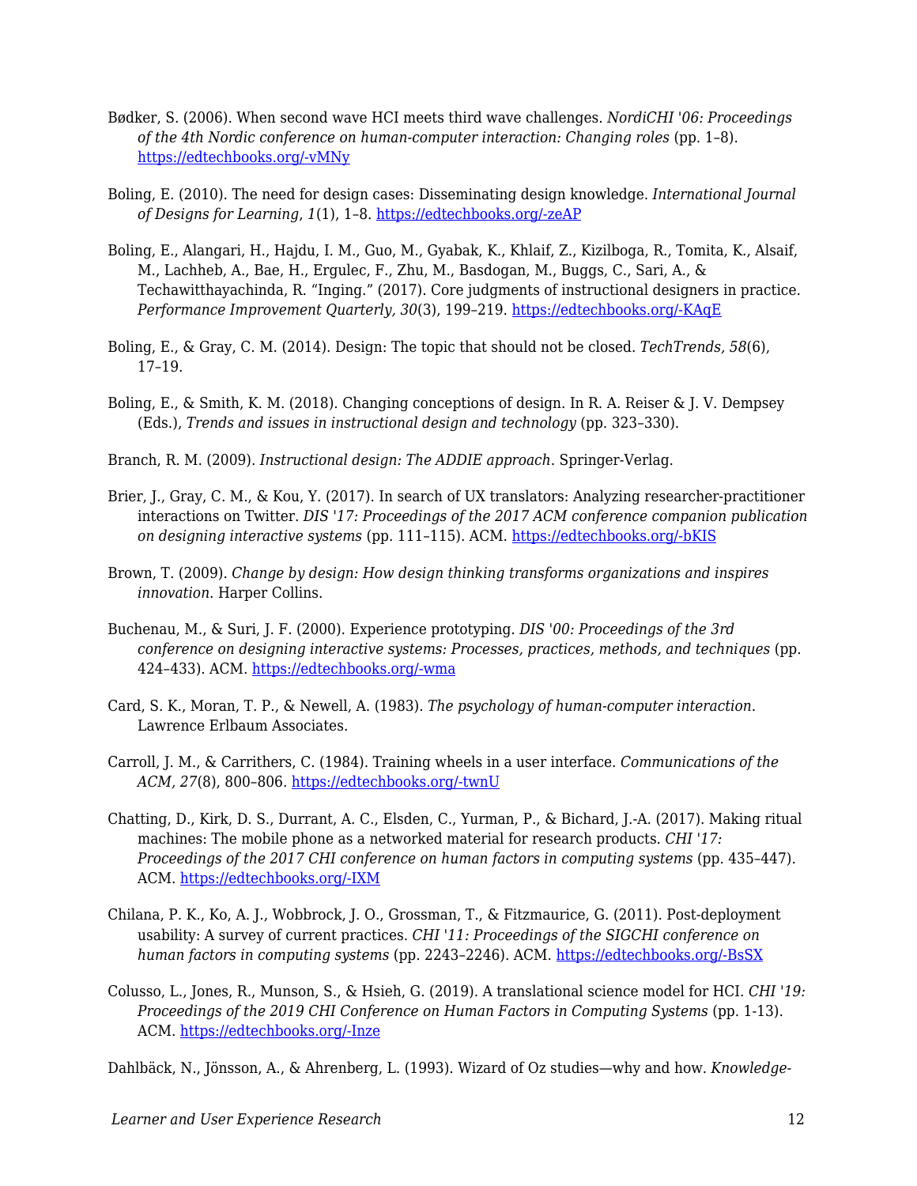Bødker, S. (2006). When second wave HCI meets third wave challenges. *NordiCHI '06: Proceedings of the 4th Nordic conference on human-computer interaction: Changing roles* (pp. 1–8). https://edtechbooks.org/-vMNy

Boling, E. (2010). The need for design cases: Disseminating design knowledge. *International Journal of Designs for Learning*, *1*(1), 1–8. https://edtechbooks.org/-zeAP

Boling, E., Alangari, H., Hajdu, I. M., Guo, M., Gyabak, K., Khlaif, Z., Kizilboga, R., Tomita, K., Alsaif, M., Lachheb, A., Bae, H., Ergulec, F., Zhu, M., Basdogan, M., Buggs, C., Sari, A., & Techawitthayachinda, R. "Inging." (2017). Core judgments of instructional designers in practice. *Performance Improvement Quarterly, 30*(3), 199–219. https://edtechbooks.org/-KAqE

Boling, E., & Gray, C. M. (2014). Design: The topic that should not be closed. *TechTrends, 58*(6), 17–19.

Boling, E., & Smith, K. M. (2018). Changing conceptions of design. In R. A. Reiser & J. V. Dempsey (Eds.), *Trends and issues in instructional design and technology* (pp. 323–330).

Branch, R. M. (2009). *Instructional design: The ADDIE approach*. Springer-Verlag.

Brier, J., Gray, C. M., & Kou, Y. (2017). In search of UX translators: Analyzing researcher-practitioner interactions on Twitter. *DIS '17: Proceedings of the 2017 ACM conference companion publication on designing interactive systems* (pp. 111–115). ACM. https://edtechbooks.org/-bKIS

Brown, T. (2009). *Change by design: How design thinking transforms organizations and inspires innovation.* Harper Collins.

Buchenau, M., & Suri, J. F. (2000). Experience prototyping. *DIS '00: Proceedings of the 3rd conference on designing interactive systems: Processes, practices, methods, and techniques* (pp. 424–433). ACM. https://edtechbooks.org/-wma

Card, S. K., Moran, T. P., & Newell, A. (1983). *The psychology of human-computer interaction.* Lawrence Erlbaum Associates.

Carroll, J. M., & Carrithers, C. (1984). Training wheels in a user interface. *Communications of the ACM, 27*(8), 800–806. https://edtechbooks.org/-twnU

Chatting, D., Kirk, D. S., Durrant, A. C., Elsden, C., Yurman, P., & Bichard, J.-A. (2017). Making ritual machines: The mobile phone as a networked material for research products. *CHI '17: Proceedings of the 2017 CHI conference on human factors in computing systems* (pp. 435–447). ACM. https://edtechbooks.org/-IXM

Chilana, P. K., Ko, A. J., Wobbrock, J. O., Grossman, T., & Fitzmaurice, G. (2011). Post-deployment usability: A survey of current practices. *CHI '11: Proceedings of the SIGCHI conference on human factors in computing systems* (pp. 2243–2246). ACM. https://edtechbooks.org/-BsSX

Colusso, L., Jones, R., Munson, S., & Hsieh, G. (2019). A translational science model for HCI. *CHI '19: Proceedings of the 2019 CHI Conference on Human Factors in Computing Systems* (pp. 1-13). ACM. https://edtechbooks.org/-Inze

Dahlbäck, N., Jönsson, A., & Ahrenberg, L. (1993). Wizard of Oz studies—why and how. *Knowledge-*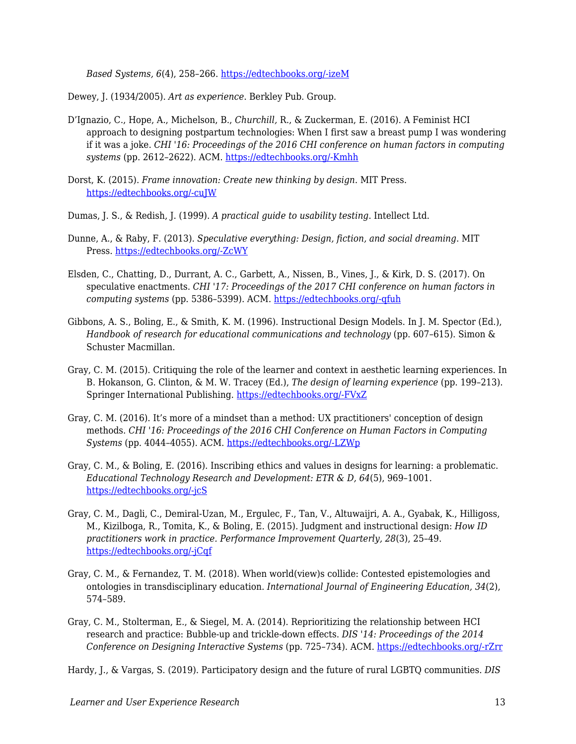*Based Systems, 6*(4), 258–266. https://edtechbooks.org/-izeM

Dewey, J. (1934/2005). *Art as experience*. Berkley Pub. Group.

D'Ignazio, C., Hope, A., Michelson, B., *Churchill,* R., & Zuckerman, E. (2016). A Feminist HCI approach to designing postpartum technologies: When I first saw a breast pump I was wondering if it was a joke. *CHI '16: Proceedings of the 2016 CHI conference on human factors in computing systems* (pp. 2612–2622). ACM. https://edtechbooks.org/-Kmhh

Dorst, K. (2015). *Frame innovation: Create new thinking by design*. MIT Press. https://edtechbooks.org/-cuJW

Dumas, J. S., & Redish, J. (1999). *A practical guide to usability testing*. Intellect Ltd.

Dunne, A., & Raby, F. (2013). *Speculative everything: Design, fiction, and social dreaming*. MIT Press. https://edtechbooks.org/-ZcWY

Elsden, C., Chatting, D., Durrant, A. C., Garbett, A., Nissen, B., Vines, J., & Kirk, D. S. (2017). On speculative enactments. *CHI '17: Proceedings of the 2017 CHI conference on human factors in computing systems* (pp. 5386–5399). ACM. https://edtechbooks.org/-qfuh

Gibbons, A. S., Boling, E., & Smith, K. M. (1996). Instructional Design Models. In J. M. Spector (Ed.), *Handbook of research for educational communications and technology* (pp. 607–615). Simon & Schuster Macmillan.

Gray, C. M. (2015). Critiquing the role of the learner and context in aesthetic learning experiences. In B. Hokanson, G. Clinton, & M. W. Tracey (Ed.), *The design of learning experience* (pp. 199–213). Springer International Publishing. https://edtechbooks.org/-FVxZ

Gray, C. M. (2016). It's more of a mindset than a method: UX practitioners' conception of design methods. *CHI '16: Proceedings of the 2016 CHI Conference on Human Factors in Computing Systems* (pp. 4044–4055). ACM. https://edtechbooks.org/-LZWp

Gray, C. M., & Boling, E. (2016). Inscribing ethics and values in designs for learning: a problematic. *Educational Technology Research and Development: ETR & D, 64*(5), 969–1001. https://edtechbooks.org/-jcS

Gray, C. M., Dagli, C., Demiral-Uzan, M., Ergulec, F., Tan, V., Altuwaijri, A. A., Gyabak, K., Hilligoss, M., Kizilboga, R., Tomita, K., & Boling, E. (2015). Judgment and instructional design: *How ID practitioners work in practice. Performance Improvement Quarterly, 28*(3), 25–49. https://edtechbooks.org/-jCqf

Gray, C. M., & Fernandez, T. M. (2018). When world(view)s collide: Contested epistemologies and ontologies in transdisciplinary education. *International Journal of Engineering Education, 34*(2), 574–589.

Gray, C. M., Stolterman, E., & Siegel, M. A. (2014). Reprioritizing the relationship between HCI research and practice: Bubble-up and trickle-down effects. *DIS '14: Proceedings of the 2014 Conference on Designing Interactive Systems* (pp. 725–734). ACM. https://edtechbooks.org/-rZrr

Hardy, J., & Vargas, S. (2019). Participatory design and the future of rural LGBTQ communities. *DIS*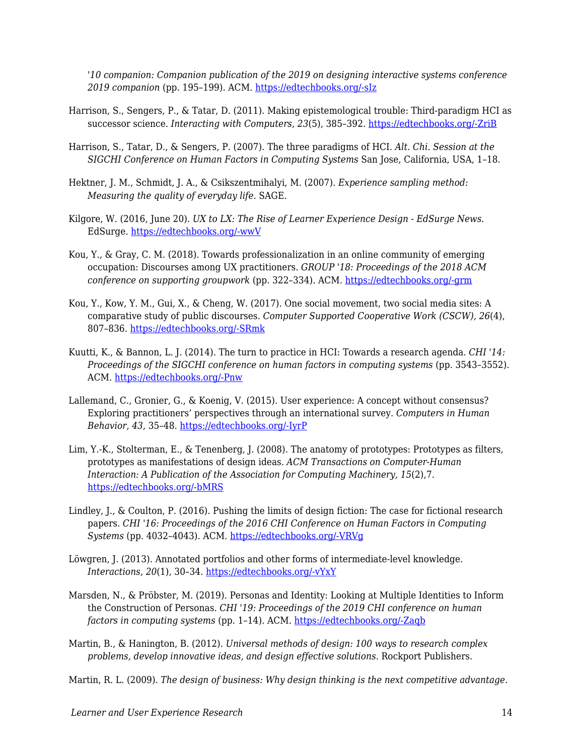*'10 companion: Companion publication of the 2019 on designing interactive systems conference 2019 companion* (pp. 195–199). ACM. https://edtechbooks.org/-sIz

Harrison, S., Sengers, P., & Tatar, D. (2011). Making epistemological trouble: Third-paradigm HCI as successor science. *Interacting with Computers, 23*(5), 385–392. https://edtechbooks.org/-ZriB

Harrison, S., Tatar, D., & Sengers, P. (2007). The three paradigms of HCI. *Alt. Chi. Session at the SIGCHI Conference on Human Factors in Computing Systems* San Jose, California, USA, 1–18.

Hektner, J. M., Schmidt, J. A., & Csikszentmihalyi, M. (2007). *Experience sampling method: Measuring the quality of everyday life*. SAGE.

Kilgore, W. (2016, June 20). *UX to LX: The Rise of Learner Experience Design - EdSurge News*. EdSurge. https://edtechbooks.org/-wwV

Kou, Y., & Gray, C. M. (2018). Towards professionalization in an online community of emerging occupation: Discourses among UX practitioners. *GROUP '18: Proceedings of the 2018 ACM conference on supporting groupwork* (pp. 322–334). ACM. https://edtechbooks.org/-grm

Kou, Y., Kow, Y. M., Gui, X., & Cheng, W. (2017). One social movement, two social media sites: A comparative study of public discourses. *Computer Supported Cooperative Work (CSCW), 26*(4), 807–836. https://edtechbooks.org/-SRmk

Kuutti, K., & Bannon, L. J. (2014). The turn to practice in HCI: Towards a research agenda. *CHI '14: Proceedings of the SIGCHI conference on human factors in computing systems* (pp. 3543–3552). ACM. https://edtechbooks.org/-Pnw

Lallemand, C., Gronier, G., & Koenig, V. (2015). User experience: A concept without consensus? Exploring practitioners' perspectives through an international survey. *Computers in Human Behavior, 43*, 35–48. https://edtechbooks.org/-IyrP

Lim, Y.-K., Stolterman, E., & Tenenberg, J. (2008). The anatomy of prototypes: Prototypes as filters, prototypes as manifestations of design ideas. *ACM Transactions on Computer-Human Interaction: A Publication of the Association for Computing Machinery, 15*(2),7. https://edtechbooks.org/-bMRS

Lindley, J., & Coulton, P. (2016). Pushing the limits of design fiction: The case for fictional research papers. *CHI '16: Proceedings of the 2016 CHI Conference on Human Factors in Computing Systems* (pp. 4032–4043). ACM. https://edtechbooks.org/-VRVg

Löwgren, J. (2013). Annotated portfolios and other forms of intermediate-level knowledge. *Interactions, 20*(1), 30–34. https://edtechbooks.org/-vYxY

Marsden, N., & Pröbster, M. (2019). Personas and Identity: Looking at Multiple Identities to Inform the Construction of Personas. *CHI '19: Proceedings of the 2019 CHI conference on human factors in computing systems* (pp. 1–14). ACM. https://edtechbooks.org/-Zaqb

Martin, B., & Hanington, B. (2012). *Universal methods of design: 100 ways to research complex problems, develop innovative ideas, and design effective solutions*. Rockport Publishers.

Martin, R. L. (2009). *The design of business: Why design thinking is the next competitive advantage*.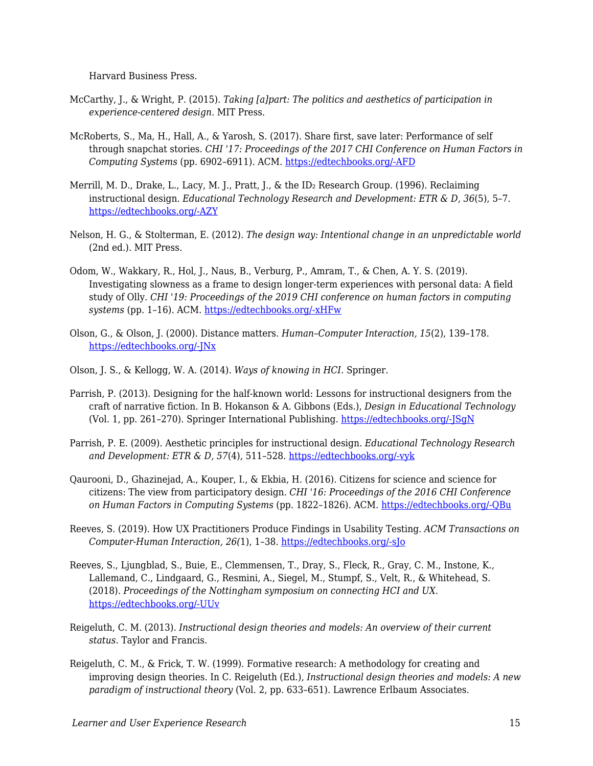Harvard Business Press.

McCarthy, J., & Wright, P. (2015). *Taking [a]part: The politics and aesthetics of participation in experience-centered design*. MIT Press.

McRoberts, S., Ma, H., Hall, A., & Yarosh, S. (2017). Share first, save later: Performance of self through snapchat stories. *CHI '17: Proceedings of the 2017 CHI Conference on Human Factors in Computing Systems* (pp. 6902–6911). ACM. https://edtechbooks.org/-AFD

Merrill, M. D., Drake, L., Lacy, M. J., Pratt, J., & the ID$_2$ Research Group. (1996). Reclaiming instructional design. *Educational Technology Research and Development: ETR & D, 36*(5), 5–7. https://edtechbooks.org/-AZY

Nelson, H. G., & Stolterman, E. (2012). *The design way: Intentional change in an unpredictable world* (2nd ed.). MIT Press.

Odom, W., Wakkary, R., Hol, J., Naus, B., Verburg, P., Amram, T., & Chen, A. Y. S. (2019). Investigating slowness as a frame to design longer-term experiences with personal data: A field study of Olly. *CHI '19: Proceedings of the 2019 CHI conference on human factors in computing systems* (pp. 1–16). ACM. https://edtechbooks.org/-xHFw

Olson, G., & Olson, J. (2000). Distance matters. *Human–Computer Interaction, 15*(2), 139–178. https://edtechbooks.org/-JNx

Olson, J. S., & Kellogg, W. A. (2014). *Ways of knowing in HCI*. Springer.

Parrish, P. (2013). Designing for the half-known world: Lessons for instructional designers from the craft of narrative fiction. In B. Hokanson & A. Gibbons (Eds.), *Design in Educational Technology* (Vol. 1, pp. 261–270). Springer International Publishing. https://edtechbooks.org/-JSgN

Parrish, P. E. (2009). Aesthetic principles for instructional design. *Educational Technology Research and Development: ETR & D, 57*(4), 511–528. https://edtechbooks.org/-vyk

Qaurooni, D., Ghazinejad, A., Kouper, I., & Ekbia, H. (2016). Citizens for science and science for citizens: The view from participatory design. *CHI '16: Proceedings of the 2016 CHI Conference on Human Factors in Computing Systems* (pp. 1822–1826). ACM. https://edtechbooks.org/-QBu

Reeves, S. (2019). How UX Practitioners Produce Findings in Usability Testing. *ACM Transactions on Computer-Human Interaction, 26(*1), 1–38. https://edtechbooks.org/-sJo

Reeves, S., Ljungblad, S., Buie, E., Clemmensen, T., Dray, S., Fleck, R., Gray, C. M., Instone, K., Lallemand, C., Lindgaard, G., Resmini, A., Siegel, M., Stumpf, S., Velt, R., & Whitehead, S. (2018). *Proceedings of the Nottingham symposium on connecting HCI and UX.* https://edtechbooks.org/-UUv

Reigeluth, C. M. (2013). *Instructional design theories and models: An overview of their current status*. Taylor and Francis.

Reigeluth, C. M., & Frick, T. W. (1999). Formative research: A methodology for creating and improving design theories. In C. Reigeluth (Ed.), *Instructional design theories and models: A new paradigm of instructional theory* (Vol. 2, pp. 633–651). Lawrence Erlbaum Associates.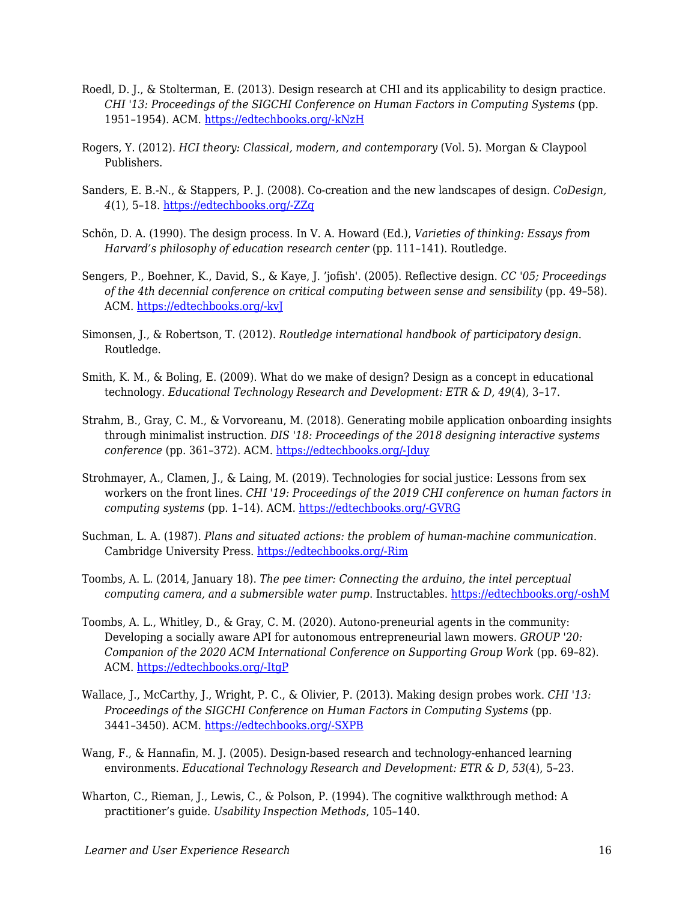Roedl, D. J., & Stolterman, E. (2013). Design research at CHI and its applicability to design practice. *CHI '13: Proceedings of the SIGCHI Conference on Human Factors in Computing Systems* (pp. 1951–1954). ACM. https://edtechbooks.org/-kNzH

Rogers, Y. (2012). *HCI theory: Classical, modern, and contemporary* (Vol. 5). Morgan & Claypool Publishers.

Sanders, E. B.-N., & Stappers, P. J. (2008). Co-creation and the new landscapes of design. *CoDesign, 4*(1), 5–18. https://edtechbooks.org/-ZZq

Schön, D. A. (1990). The design process. In V. A. Howard (Ed.), *Varieties of thinking: Essays from Harvard's philosophy of education research center* (pp. 111–141). Routledge.

Sengers, P., Boehner, K., David, S., & Kaye, J. 'jofish'. (2005). Reflective design. *CC '05; Proceedings of the 4th decennial conference on critical computing between sense and sensibility* (pp. 49–58). ACM. https://edtechbooks.org/-kvJ

Simonsen, J., & Robertson, T. (2012). *Routledge international handbook of participatory design*. Routledge.

Smith, K. M., & Boling, E. (2009). What do we make of design? Design as a concept in educational technology. *Educational Technology Research and Development: ETR & D, 49*(4), 3–17.

Strahm, B., Gray, C. M., & Vorvoreanu, M. (2018). Generating mobile application onboarding insights through minimalist instruction. *DIS '18: Proceedings of the 2018 designing interactive systems conference* (pp. 361–372). ACM. https://edtechbooks.org/-Jduy

Strohmayer, A., Clamen, J., & Laing, M. (2019). Technologies for social justice: Lessons from sex workers on the front lines. *CHI '19: Proceedings of the 2019 CHI conference on human factors in computing systems* (pp. 1–14). ACM. https://edtechbooks.org/-GVRG

Suchman, L. A. (1987). *Plans and situated actions: the problem of human-machine communication*. Cambridge University Press. https://edtechbooks.org/-Rim

Toombs, A. L. (2014, January 18). *The pee timer: Connecting the arduino, the intel perceptual computing camera, and a submersible water pump*. Instructables. https://edtechbooks.org/-oshM

Toombs, A. L., Whitley, D., & Gray, C. M. (2020). Autono-preneurial agents in the community: Developing a socially aware API for autonomous entrepreneurial lawn mowers. *GROUP '20: Companion of the 2020 ACM International Conference on Supporting Group Work* (pp. 69–82). ACM. https://edtechbooks.org/-ItgP

Wallace, J., McCarthy, J., Wright, P. C., & Olivier, P. (2013). Making design probes work. *CHI '13: Proceedings of the SIGCHI Conference on Human Factors in Computing Systems* (pp. 3441–3450). ACM. https://edtechbooks.org/-SXPB

Wang, F., & Hannafin, M. J. (2005). Design-based research and technology-enhanced learning environments. *Educational Technology Research and Development: ETR & D, 53*(4), 5–23.

Wharton, C., Rieman, J., Lewis, C., & Polson, P. (1994). The cognitive walkthrough method: A practitioner's guide. *Usability Inspection Methods*, 105–140.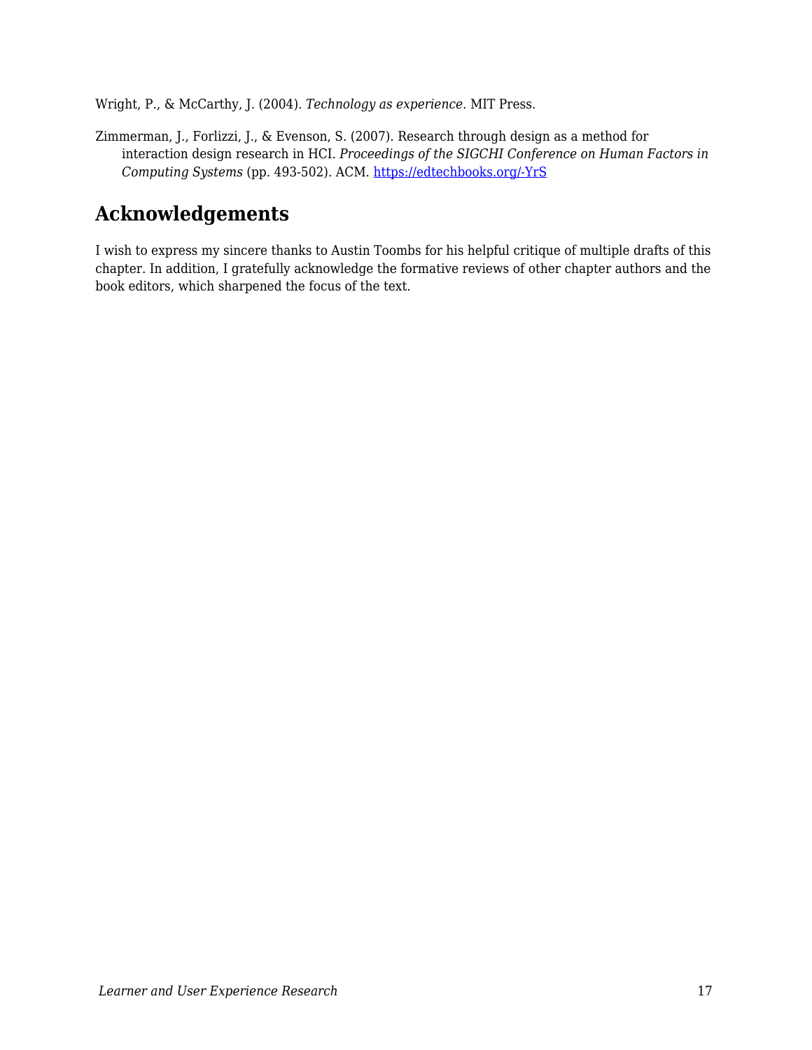Wright, P., & McCarthy, J. (2004). *Technology as experience*. MIT Press.

Zimmerman, J., Forlizzi, J., & Evenson, S. (2007). Research through design as a method for interaction design research in HCI. *Proceedings of the SIGCHI Conference on Human Factors in Computing Systems* (pp. 493-502). ACM. [https://edtechbooks.org/-YrS](https://edtechbooks.org/-YrS)

## Acknowledgements

I wish to express my sincere thanks to Austin Toombs for his helpful critique of multiple drafts of this chapter. In addition, I gratefully acknowledge the formative reviews of other chapter authors and the book editors, which sharpened the focus of the text.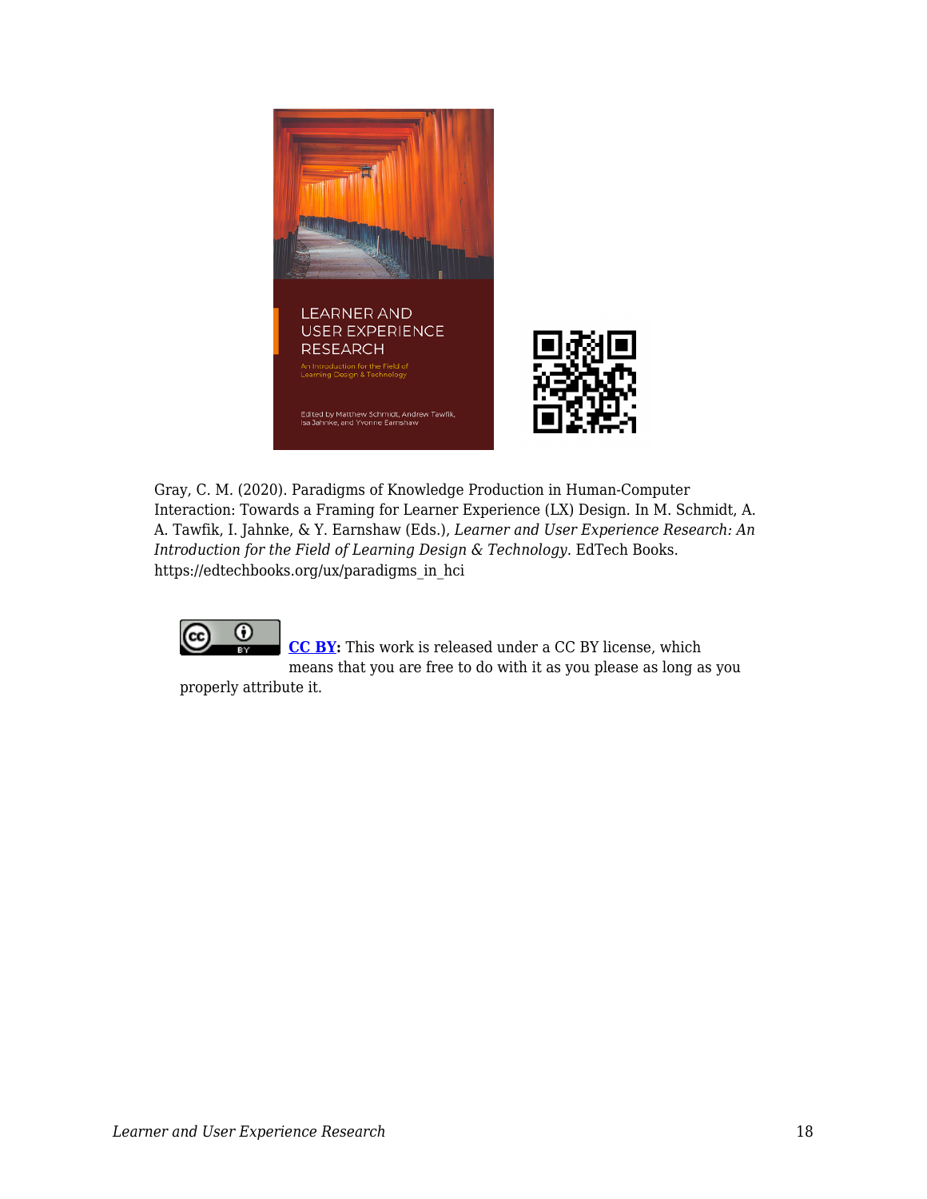Gray, C. M. (2020). Paradigms of Knowledge Production in Human-Computer Interaction: Towards a Framing for Learner Experience (LX) Design. In M. Schmidt, A. A. Tawfik, I. Jahnke, & Y. Earnshaw (Eds.), *Learner and User Experience Research: An Introduction for the Field of Learning Design & Technology*. EdTech Books. https://edtechbooks.org/ux/paradigms_in_hci

**CC BY:** This work is released under a CC BY license, which means that you are free to do with it as you please as long as you properly attribute it.